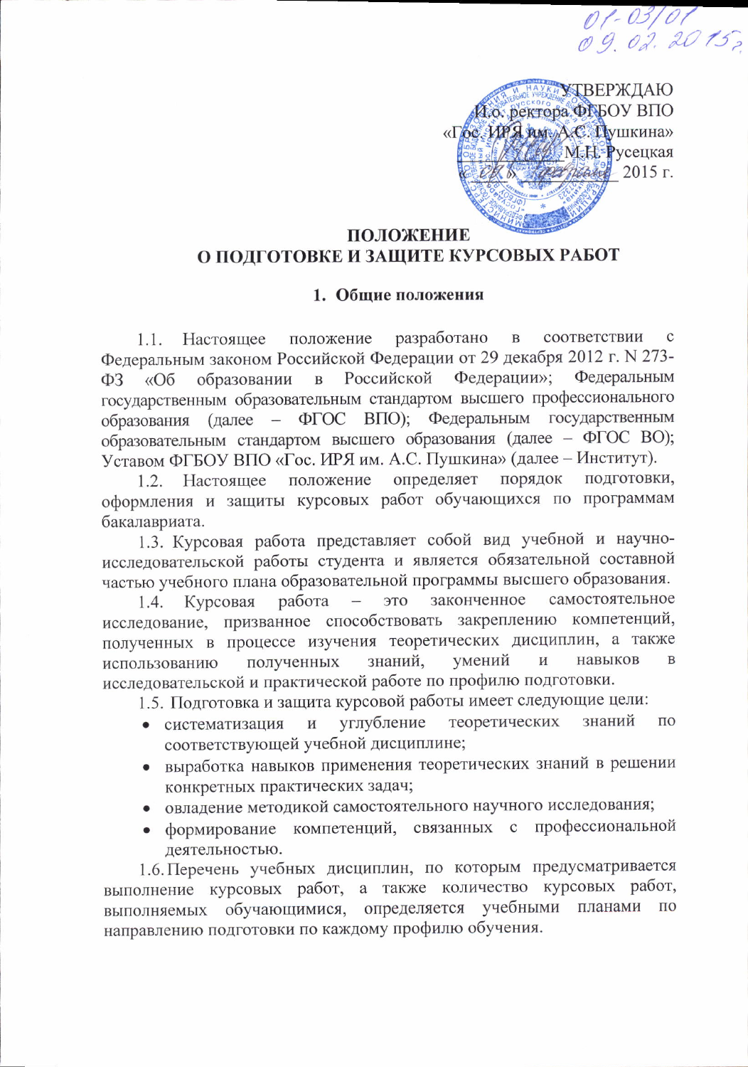01-03/01
09.02.2015г.

УТВЕРЖДАЮ
И.о. ректора ФГБОУ ВПО
«Гос. ИРЯ им. А.С. Пушкина»
_________ М.Н. Русецкая
«__» ________ 2015 г.

# ПОЛОЖЕНИЕ О ПОДГОТОВКЕ И ЗАЩИТЕ КУРСОВЫХ РАБОТ

## 1. Общие положения

1.1. Настоящее положение разработано в соответствии с Федеральным законом Российской Федерации от 29 декабря 2012 г. N 273-ФЗ «Об образовании в Российской Федерации»; Федеральным государственным образовательным стандартом высшего профессионального образования (далее – ФГОС ВПО); Федеральным государственным образовательным стандартом высшего образования (далее – ФГОС ВО); Уставом ФГБОУ ВПО «Гос. ИРЯ им. А.С. Пушкина» (далее – Институт).

1.2. Настоящее положение определяет порядок подготовки, оформления и защиты курсовых работ обучающихся по программам бакалавриата.

1.3. Курсовая работа представляет собой вид учебной и научно-исследовательской работы студента и является обязательной составной частью учебного плана образовательной программы высшего образования.

1.4. Курсовая работа – это законченное самостоятельное исследование, призванное способствовать закреплению компетенций, полученных в процессе изучения теоретических дисциплин, а также использованию полученных знаний, умений и навыков в исследовательской и практической работе по профилю подготовки.

1.5. Подготовка и защита курсовой работы имеет следующие цели:

- систематизация и углубление теоретических знаний по соответствующей учебной дисциплине;
- выработка навыков применения теоретических знаний в решении конкретных практических задач;
- овладение методикой самостоятельного научного исследования;
- формирование компетенций, связанных с профессиональной деятельностью.

1.6. Перечень учебных дисциплин, по которым предусматривается выполнение курсовых работ, а также количество курсовых работ, выполняемых обучающимися, определяется учебными планами по направлению подготовки по каждому профилю обучения.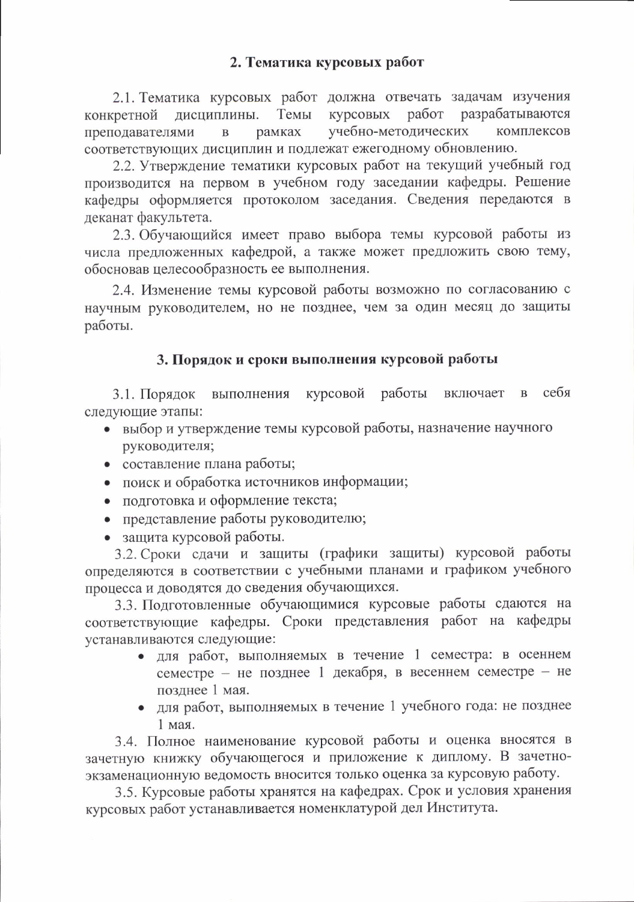## 2. Тематика курсовых работ

2.1. Тематика курсовых работ должна отвечать задачам изучения конкретной дисциплины. Темы курсовых работ разрабатываются преподавателями в рамках учебно-методических комплексов соответствующих дисциплин и подлежат ежегодному обновлению.

2.2. Утверждение тематики курсовых работ на текущий учебный год производится на первом в учебном году заседании кафедры. Решение кафедры оформляется протоколом заседания. Сведения передаются в деканат факультета.

2.3. Обучающийся имеет право выбора темы курсовой работы из числа предложенных кафедрой, а также может предложить свою тему, обосновав целесообразность ее выполнения.

2.4. Изменение темы курсовой работы возможно по согласованию с научным руководителем, но не позднее, чем за один месяц до защиты работы.

## 3. Порядок и сроки выполнения курсовой работы

3.1. Порядок выполнения курсовой работы включает в себя следующие этапы:

- выбор и утверждение темы курсовой работы, назначение научного руководителя;
- составление плана работы;
- поиск и обработка источников информации;
- подготовка и оформление текста;
- представление работы руководителю;
- защита курсовой работы.

3.2. Сроки сдачи и защиты (графики защиты) курсовой работы определяются в соответствии с учебными планами и графиком учебного процесса и доводятся до сведения обучающихся.

3.3. Подготовленные обучающимися курсовые работы сдаются на соответствующие кафедры. Сроки представления работ на кафедры устанавливаются следующие:

- для работ, выполняемых в течение 1 семестра: в осеннем семестре – не позднее 1 декабря, в весеннем семестре – не позднее 1 мая.
- для работ, выполняемых в течение 1 учебного года: не позднее 1 мая.

3.4. Полное наименование курсовой работы и оценка вносятся в зачетную книжку обучающегося и приложение к диплому. В зачетно-экзаменационную ведомость вносится только оценка за курсовую работу.

3.5. Курсовые работы хранятся на кафедрах. Срок и условия хранения курсовых работ устанавливается номенклатурой дел Института.